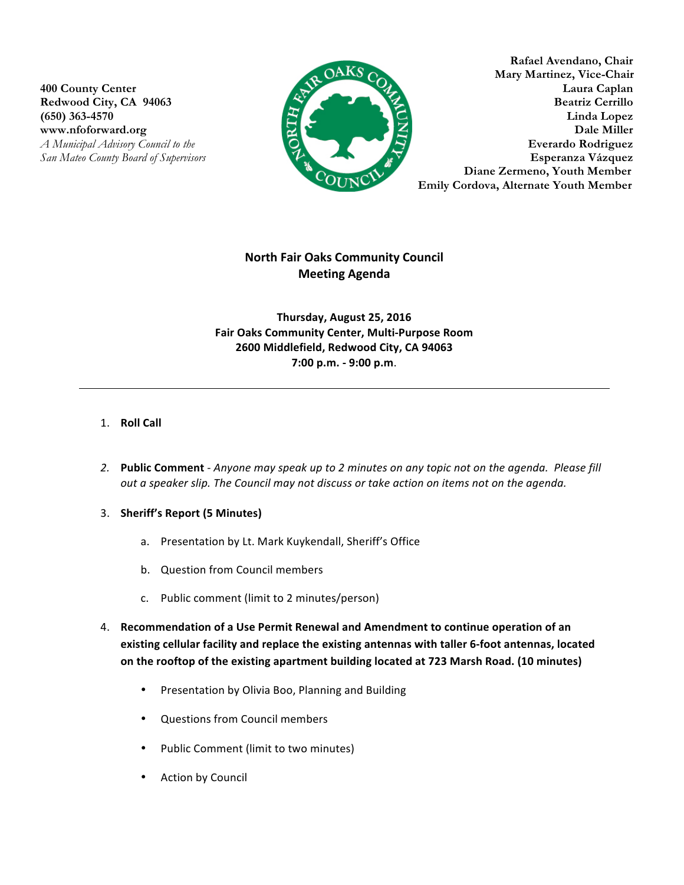400 County Center
Redwood City, CA 94063
(650) 363-4570
www.nfoforward.org
*A Municipal Advisory Council to the San Mateo County Board of Supervisors*

**Rafael Avendano, Chair**
**Mary Martinez, Vice-Chair**
**Laura Caplan**
**Beatriz Cerrillo**
**Linda Lopez**
**Dale Miller**
**Everardo Rodriguez**
**Esperanza Vázquez**
**Diane Zermeno, Youth Member**
**Emily Cordova, Alternate Youth Member**

# North Fair Oaks Community Council
# Meeting Agenda

**Thursday, August 25, 2016**
**Fair Oaks Community Center, Multi-Purpose Room**
**2600 Middlefield, Redwood City, CA 94063**
**7:00 p.m. - 9:00 p.m.**

---

1. **Roll Call**

2. **Public Comment** - *Anyone may speak up to 2 minutes on any topic not on the agenda. Please fill out a speaker slip. The Council may not discuss or take action on items not on the agenda.*

3. **Sheriff's Report (5 Minutes)**
   a. Presentation by Lt. Mark Kuykendall, Sheriff's Office
   b. Question from Council members
   c. Public comment (limit to 2 minutes/person)

4. **Recommendation of a Use Permit Renewal and Amendment to continue operation of an existing cellular facility and replace the existing antennas with taller 6-foot antennas, located on the rooftop of the existing apartment building located at 723 Marsh Road. (10 minutes)**
   - Presentation by Olivia Boo, Planning and Building
   - Questions from Council members
   - Public Comment (limit to two minutes)
   - Action by Council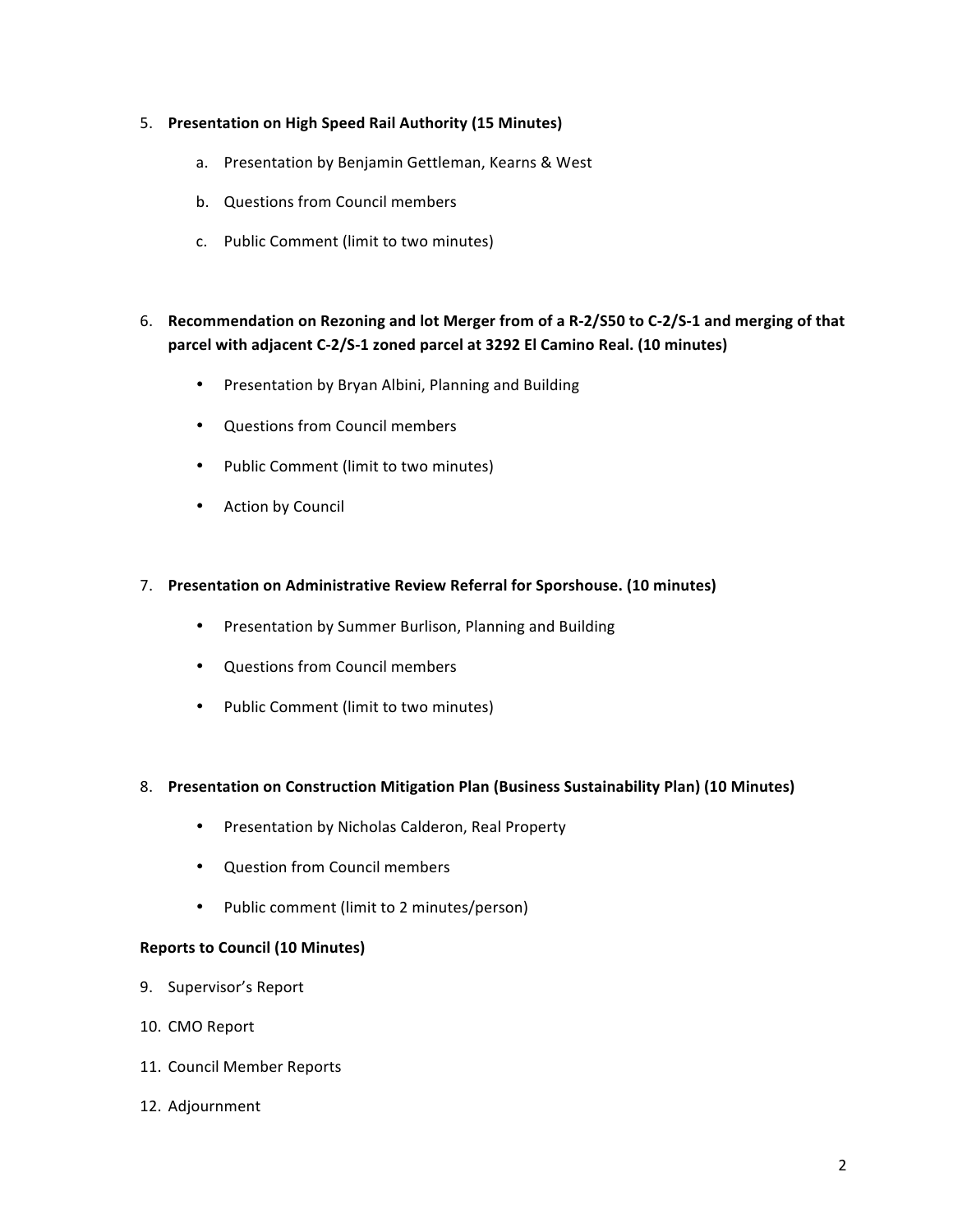5. **Presentation on High Speed Rail Authority (15 Minutes)**

    a. Presentation by Benjamin Gettleman, Kearns & West

    b. Questions from Council members

    c. Public Comment (limit to two minutes)

6. **Recommendation on Rezoning and lot Merger from of a R-2/S50 to C-2/S-1 and merging of that parcel with adjacent C-2/S-1 zoned parcel at 3292 El Camino Real. (10 minutes)**

    - Presentation by Bryan Albini, Planning and Building
    - Questions from Council members
    - Public Comment (limit to two minutes)
    - Action by Council

7. **Presentation on Administrative Review Referral for Sporshouse. (10 minutes)**

    - Presentation by Summer Burlison, Planning and Building
    - Questions from Council members
    - Public Comment (limit to two minutes)

8. **Presentation on Construction Mitigation Plan (Business Sustainability Plan) (10 Minutes)**

    - Presentation by Nicholas Calderon, Real Property
    - Question from Council members
    - Public comment (limit to 2 minutes/person)

**Reports to Council (10 Minutes)**

9. Supervisor's Report

10. CMO Report

11. Council Member Reports

12. Adjournment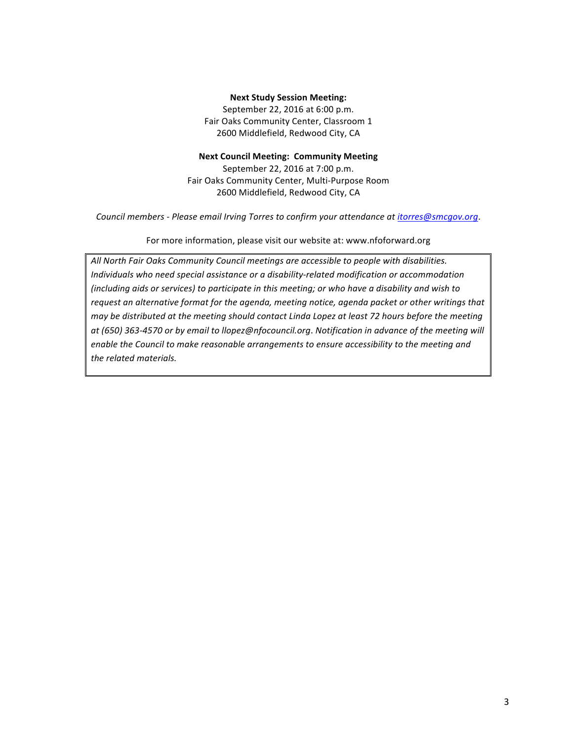**Next Study Session Meeting:**

September 22, 2016 at 6:00 p.m.
Fair Oaks Community Center, Classroom 1
2600 Middlefield, Redwood City, CA

**Next Council Meeting: Community Meeting**

September 22, 2016 at 7:00 p.m.
Fair Oaks Community Center, Multi-Purpose Room
2600 Middlefield, Redwood City, CA

*Council members - Please email Irving Torres to confirm your attendance at [itorres@smcgov.org](mailto:itorres@smcgov.org).*

For more information, please visit our website at: www.nfoforward.org

*All North Fair Oaks Community Council meetings are accessible to people with disabilities. Individuals who need special assistance or a disability-related modification or accommodation (including aids or services) to participate in this meeting; or who have a disability and wish to request an alternative format for the agenda, meeting notice, agenda packet or other writings that may be distributed at the meeting should contact Linda Lopez at least 72 hours before the meeting at (650) 363-4570 or by email to llopez@nfocouncil.org. Notification in advance of the meeting will enable the Council to make reasonable arrangements to ensure accessibility to the meeting and the related materials.*